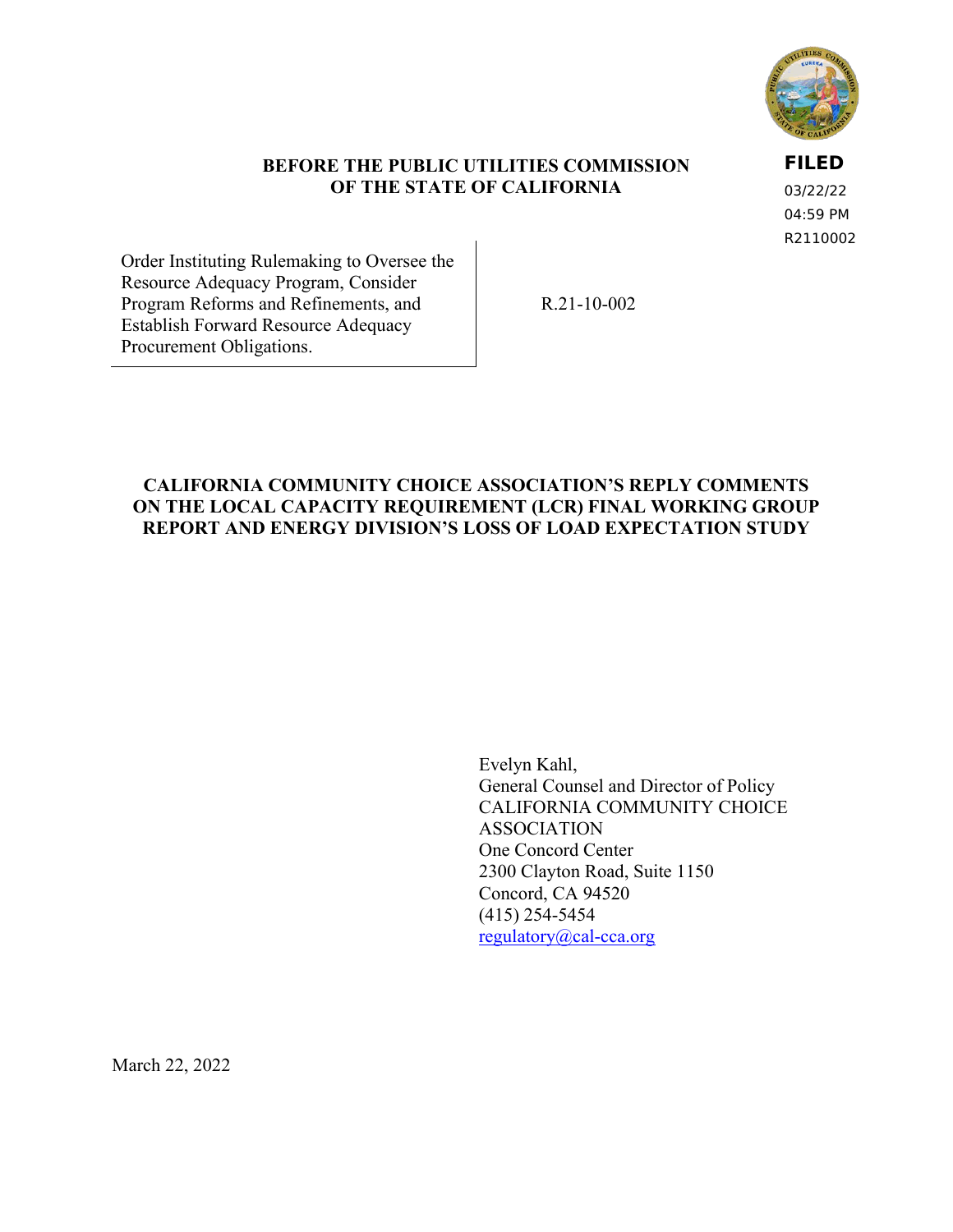FILED
03/22/22
04:59 PM
R2110002

**BEFORE THE PUBLIC UTILITIES COMMISSION OF THE STATE OF CALIFORNIA**

| Order Instituting Rulemaking to Oversee the Resource Adequacy Program, Consider Program Reforms and Refinements, and Establish Forward Resource Adequacy Procurement Obligations. | R.21-10-002 |
| --- | --- |

**CALIFORNIA COMMUNITY CHOICE ASSOCIATION'S REPLY COMMENTS ON THE LOCAL CAPACITY REQUIREMENT (LCR) FINAL WORKING GROUP REPORT AND ENERGY DIVISION'S LOSS OF LOAD EXPECTATION STUDY**

Evelyn Kahl,
General Counsel and Director of Policy
CALIFORNIA COMMUNITY CHOICE ASSOCIATION
One Concord Center
2300 Clayton Road, Suite 1150
Concord, CA 94520
(415) 254-5454
regulatory@cal-cca.org

March 22, 2022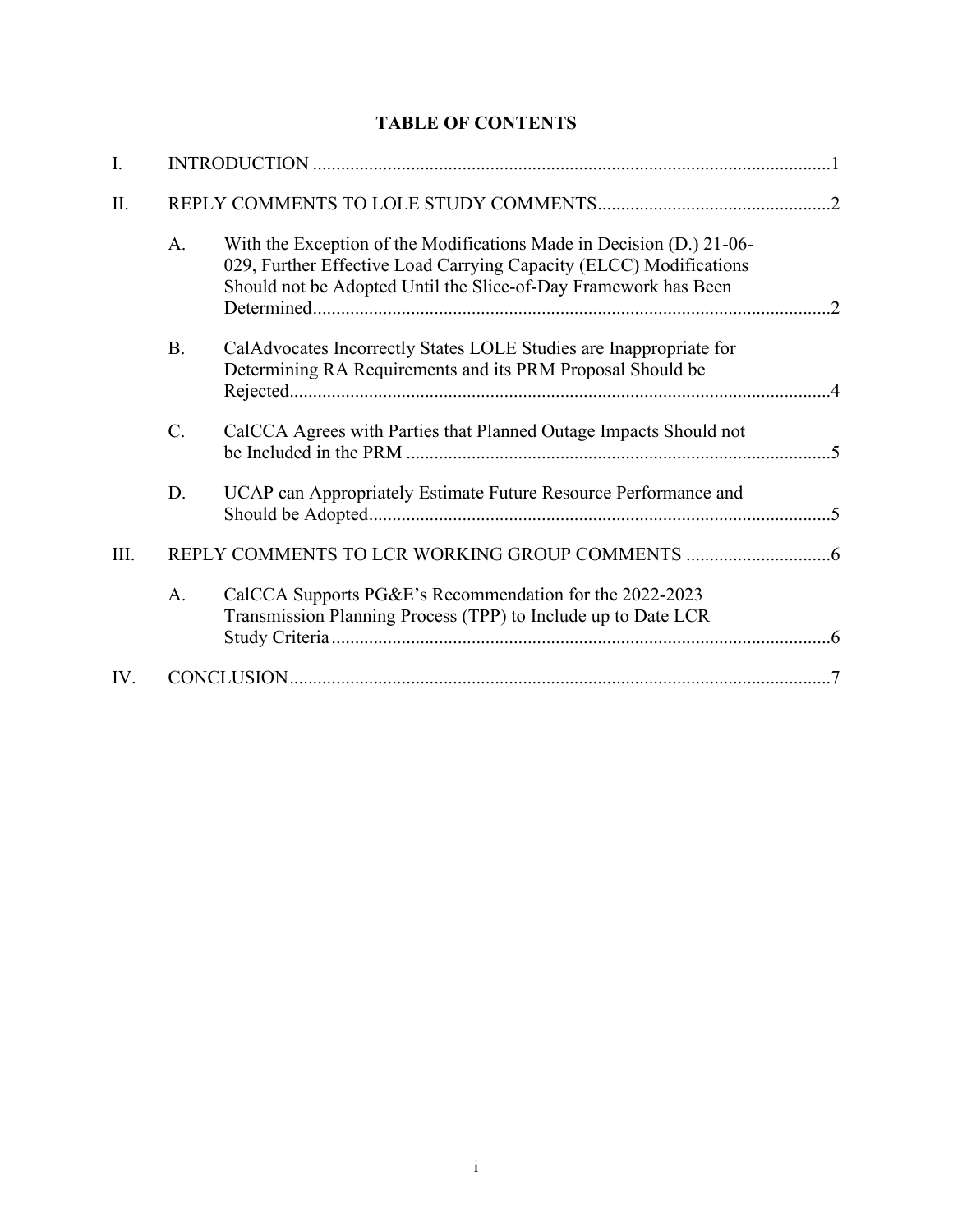# TABLE OF CONTENTS

| | | | |
|---|---|---|---|
| I. | INTRODUCTION | | 1 |
| II. | REPLY COMMENTS TO LOLE STUDY COMMENTS | | 2 |
| | A. | With the Exception of the Modifications Made in Decision (D.) 21-06-029, Further Effective Load Carrying Capacity (ELCC) Modifications Should not be Adopted Until the Slice-of-Day Framework has Been Determined | 2 |
| | B. | CalAdvocates Incorrectly States LOLE Studies are Inappropriate for Determining RA Requirements and its PRM Proposal Should be Rejected | 4 |
| | C. | CalCCA Agrees with Parties that Planned Outage Impacts Should not be Included in the PRM | 5 |
| | D. | UCAP can Appropriately Estimate Future Resource Performance and Should be Adopted | 5 |
| III. | REPLY COMMENTS TO LCR WORKING GROUP COMMENTS | | 6 |
| | A. | CalCCA Supports PG&E's Recommendation for the 2022-2023 Transmission Planning Process (TPP) to Include up to Date LCR Study Criteria | 6 |
| IV. | CONCLUSION | | 7 |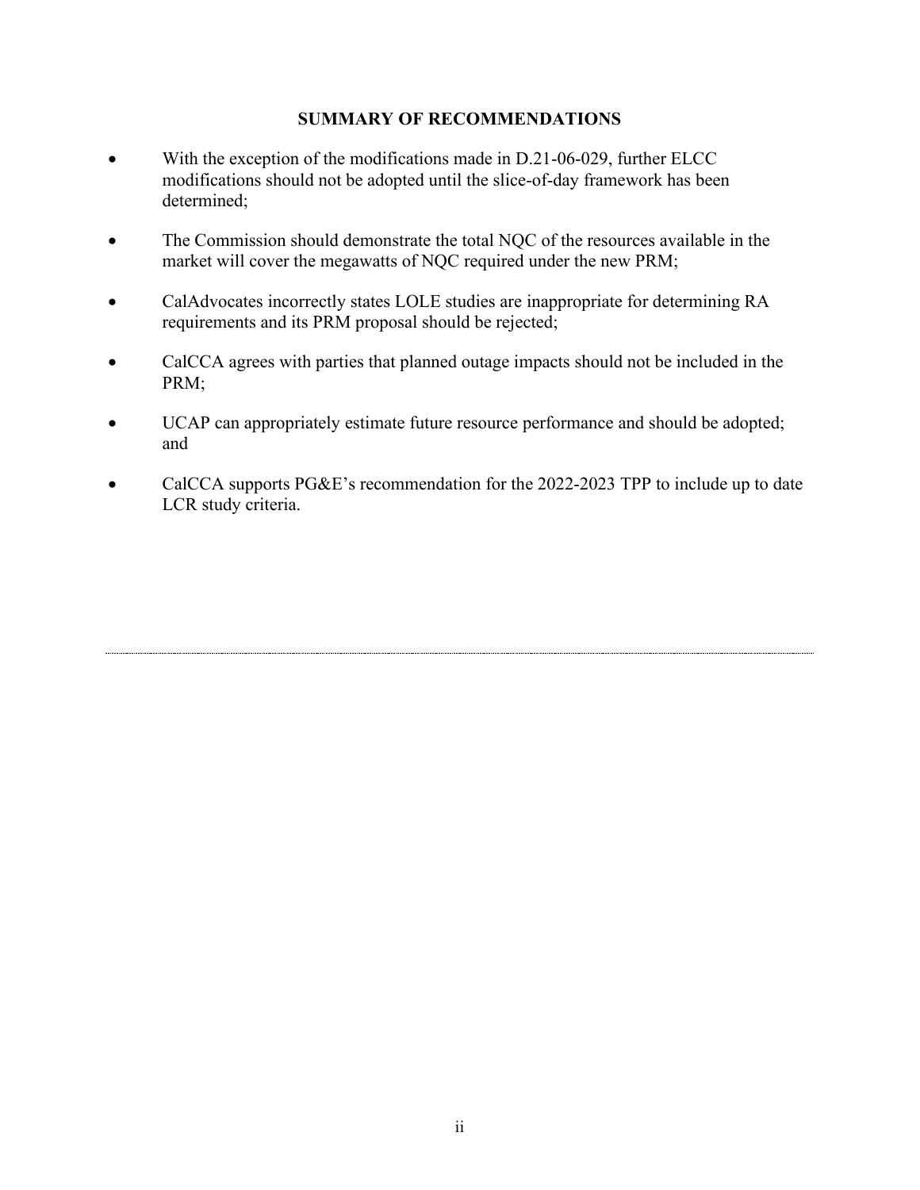## SUMMARY OF RECOMMENDATIONS

- With the exception of the modifications made in D.21-06-029, further ELCC modifications should not be adopted until the slice-of-day framework has been determined;
- The Commission should demonstrate the total NQC of the resources available in the market will cover the megawatts of NQC required under the new PRM;
- CalAdvocates incorrectly states LOLE studies are inappropriate for determining RA requirements and its PRM proposal should be rejected;
- CalCCA agrees with parties that planned outage impacts should not be included in the PRM;
- UCAP can appropriately estimate future resource performance and should be adopted; and
- CalCCA supports PG&E's recommendation for the 2022-2023 TPP to include up to date LCR study criteria.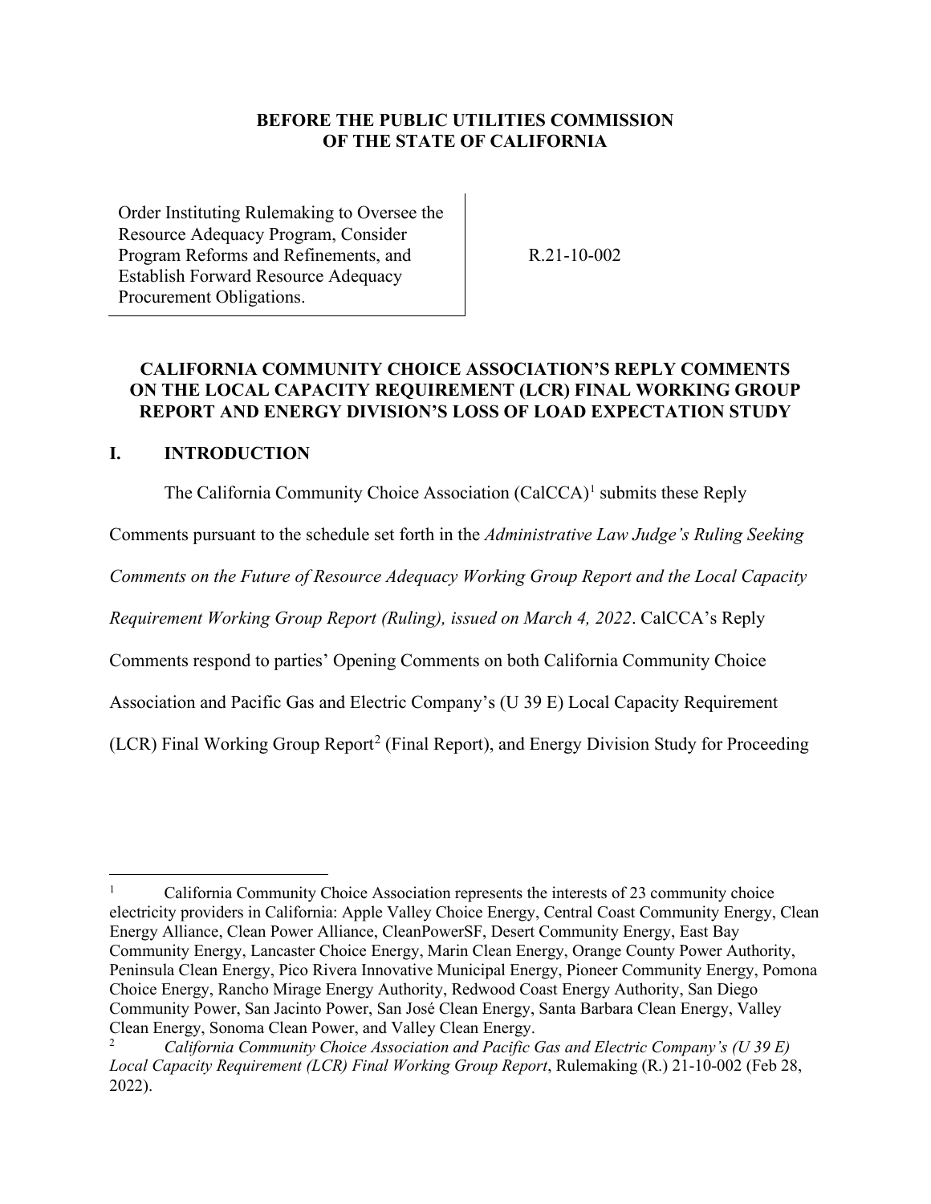**BEFORE THE PUBLIC UTILITIES COMMISSION OF THE STATE OF CALIFORNIA**

| | |
|---|---|
| Order Instituting Rulemaking to Oversee the Resource Adequacy Program, Consider Program Reforms and Refinements, and Establish Forward Resource Adequacy Procurement Obligations. | R.21-10-002 |

**CALIFORNIA COMMUNITY CHOICE ASSOCIATION'S REPLY COMMENTS ON THE LOCAL CAPACITY REQUIREMENT (LCR) FINAL WORKING GROUP REPORT AND ENERGY DIVISION'S LOSS OF LOAD EXPECTATION STUDY**

# I. INTRODUCTION

The California Community Choice Association (CalCCA)[1] submits these Reply Comments pursuant to the schedule set forth in the *Administrative Law Judge's Ruling Seeking Comments on the Future of Resource Adequacy Working Group Report and the Local Capacity Requirement Working Group Report (Ruling), issued on March 4, 2022*. CalCCA's Reply Comments respond to parties' Opening Comments on both California Community Choice Association and Pacific Gas and Electric Company's (U 39 E) Local Capacity Requirement (LCR) Final Working Group Report[2] (Final Report), and Energy Division Study for Proceeding

---

[1] California Community Choice Association represents the interests of 23 community choice electricity providers in California: Apple Valley Choice Energy, Central Coast Community Energy, Clean Energy Alliance, Clean Power Alliance, CleanPowerSF, Desert Community Energy, East Bay Community Energy, Lancaster Choice Energy, Marin Clean Energy, Orange County Power Authority, Peninsula Clean Energy, Pico Rivera Innovative Municipal Energy, Pioneer Community Energy, Pomona Choice Energy, Rancho Mirage Energy Authority, Redwood Coast Energy Authority, San Diego Community Power, San Jacinto Power, San José Clean Energy, Santa Barbara Clean Energy, Valley Clean Energy, Sonoma Clean Power, and Valley Clean Energy.

[2] *California Community Choice Association and Pacific Gas and Electric Company's (U 39 E) Local Capacity Requirement (LCR) Final Working Group Report*, Rulemaking (R.) 21-10-002 (Feb 28, 2022).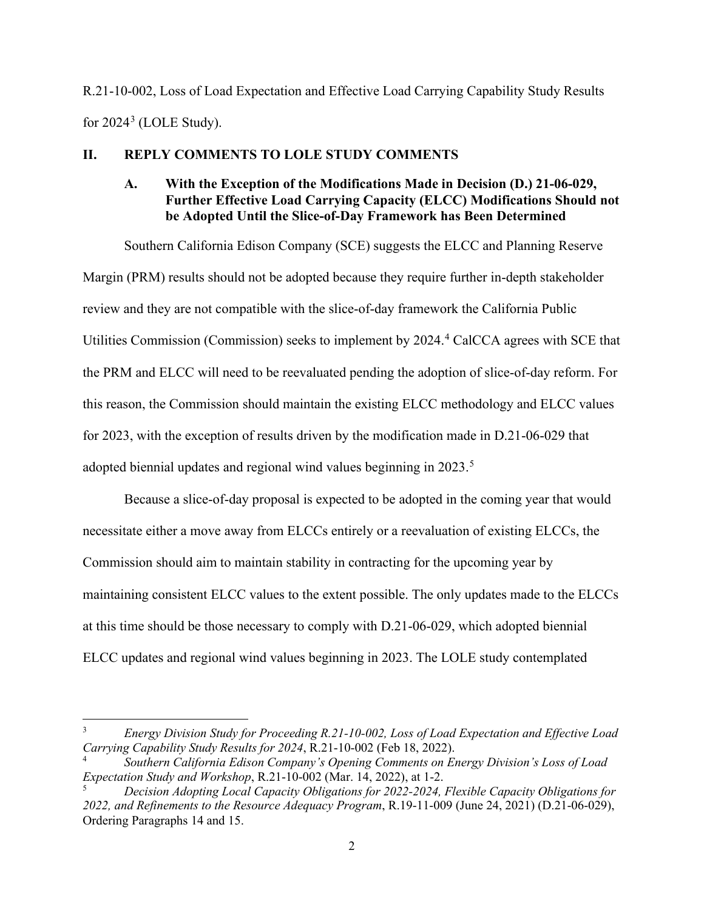R.21-10-002, Loss of Load Expectation and Effective Load Carrying Capability Study Results for 2024[3] (LOLE Study).

## II. REPLY COMMENTS TO LOLE STUDY COMMENTS

### A. With the Exception of the Modifications Made in Decision (D.) 21-06-029, Further Effective Load Carrying Capacity (ELCC) Modifications Should not be Adopted Until the Slice-of-Day Framework has Been Determined

Southern California Edison Company (SCE) suggests the ELCC and Planning Reserve Margin (PRM) results should not be adopted because they require further in-depth stakeholder review and they are not compatible with the slice-of-day framework the California Public Utilities Commission (Commission) seeks to implement by 2024.[4] CalCCA agrees with SCE that the PRM and ELCC will need to be reevaluated pending the adoption of slice-of-day reform. For this reason, the Commission should maintain the existing ELCC methodology and ELCC values for 2023, with the exception of results driven by the modification made in D.21-06-029 that adopted biennial updates and regional wind values beginning in 2023.[5]

Because a slice-of-day proposal is expected to be adopted in the coming year that would necessitate either a move away from ELCCs entirely or a reevaluation of existing ELCCs, the Commission should aim to maintain stability in contracting for the upcoming year by maintaining consistent ELCC values to the extent possible. The only updates made to the ELCCs at this time should be those necessary to comply with D.21-06-029, which adopted biennial ELCC updates and regional wind values beginning in 2023. The LOLE study contemplated

---

[3] *Energy Division Study for Proceeding R.21-10-002, Loss of Load Expectation and Effective Load Carrying Capability Study Results for 2024*, R.21-10-002 (Feb 18, 2022).

[4] *Southern California Edison Company's Opening Comments on Energy Division's Loss of Load Expectation Study and Workshop*, R.21-10-002 (Mar. 14, 2022), at 1-2.

[5] *Decision Adopting Local Capacity Obligations for 2022-2024, Flexible Capacity Obligations for 2022, and Refinements to the Resource Adequacy Program*, R.19-11-009 (June 24, 2021) (D.21-06-029), Ordering Paragraphs 14 and 15.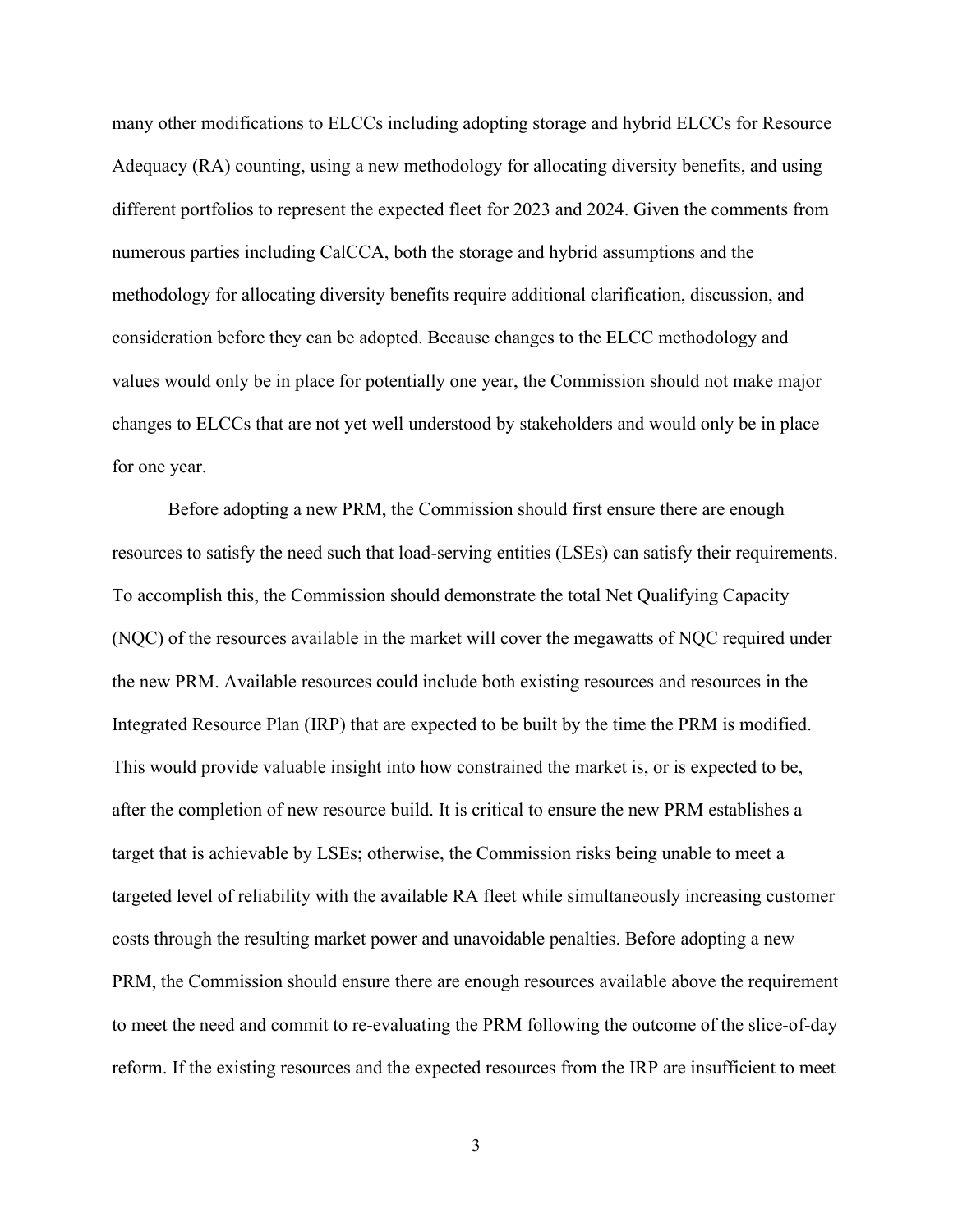many other modifications to ELCCs including adopting storage and hybrid ELCCs for Resource Adequacy (RA) counting, using a new methodology for allocating diversity benefits, and using different portfolios to represent the expected fleet for 2023 and 2024. Given the comments from numerous parties including CalCCA, both the storage and hybrid assumptions and the methodology for allocating diversity benefits require additional clarification, discussion, and consideration before they can be adopted. Because changes to the ELCC methodology and values would only be in place for potentially one year, the Commission should not make major changes to ELCCs that are not yet well understood by stakeholders and would only be in place for one year.

Before adopting a new PRM, the Commission should first ensure there are enough resources to satisfy the need such that load-serving entities (LSEs) can satisfy their requirements. To accomplish this, the Commission should demonstrate the total Net Qualifying Capacity (NQC) of the resources available in the market will cover the megawatts of NQC required under the new PRM. Available resources could include both existing resources and resources in the Integrated Resource Plan (IRP) that are expected to be built by the time the PRM is modified. This would provide valuable insight into how constrained the market is, or is expected to be, after the completion of new resource build. It is critical to ensure the new PRM establishes a target that is achievable by LSEs; otherwise, the Commission risks being unable to meet a targeted level of reliability with the available RA fleet while simultaneously increasing customer costs through the resulting market power and unavoidable penalties. Before adopting a new PRM, the Commission should ensure there are enough resources available above the requirement to meet the need and commit to re-evaluating the PRM following the outcome of the slice-of-day reform. If the existing resources and the expected resources from the IRP are insufficient to meet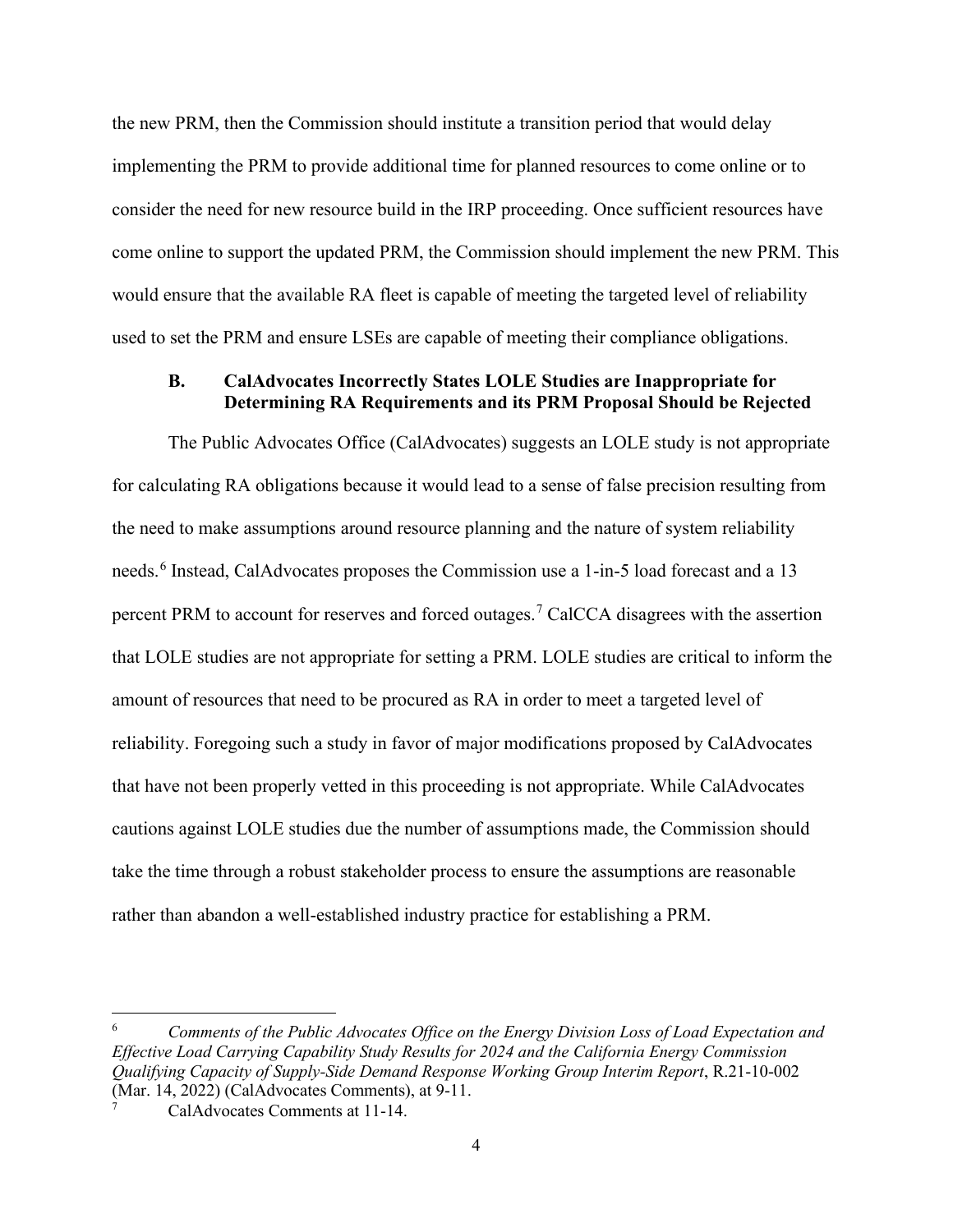the new PRM, then the Commission should institute a transition period that would delay implementing the PRM to provide additional time for planned resources to come online or to consider the need for new resource build in the IRP proceeding. Once sufficient resources have come online to support the updated PRM, the Commission should implement the new PRM. This would ensure that the available RA fleet is capable of meeting the targeted level of reliability used to set the PRM and ensure LSEs are capable of meeting their compliance obligations.

### B. CalAdvocates Incorrectly States LOLE Studies are Inappropriate for Determining RA Requirements and its PRM Proposal Should be Rejected

The Public Advocates Office (CalAdvocates) suggests an LOLE study is not appropriate for calculating RA obligations because it would lead to a sense of false precision resulting from the need to make assumptions around resource planning and the nature of system reliability needs.[6] Instead, CalAdvocates proposes the Commission use a 1-in-5 load forecast and a 13 percent PRM to account for reserves and forced outages.[7] CalCCA disagrees with the assertion that LOLE studies are not appropriate for setting a PRM. LOLE studies are critical to inform the amount of resources that need to be procured as RA in order to meet a targeted level of reliability. Foregoing such a study in favor of major modifications proposed by CalAdvocates that have not been properly vetted in this proceeding is not appropriate. While CalAdvocates cautions against LOLE studies due the number of assumptions made, the Commission should take the time through a robust stakeholder process to ensure the assumptions are reasonable rather than abandon a well-established industry practice for establishing a PRM.

---

[6] *Comments of the Public Advocates Office on the Energy Division Loss of Load Expectation and Effective Load Carrying Capability Study Results for 2024 and the California Energy Commission Qualifying Capacity of Supply-Side Demand Response Working Group Interim Report*, R.21-10-002 (Mar. 14, 2022) (CalAdvocates Comments), at 9-11.

[7] CalAdvocates Comments at 11-14.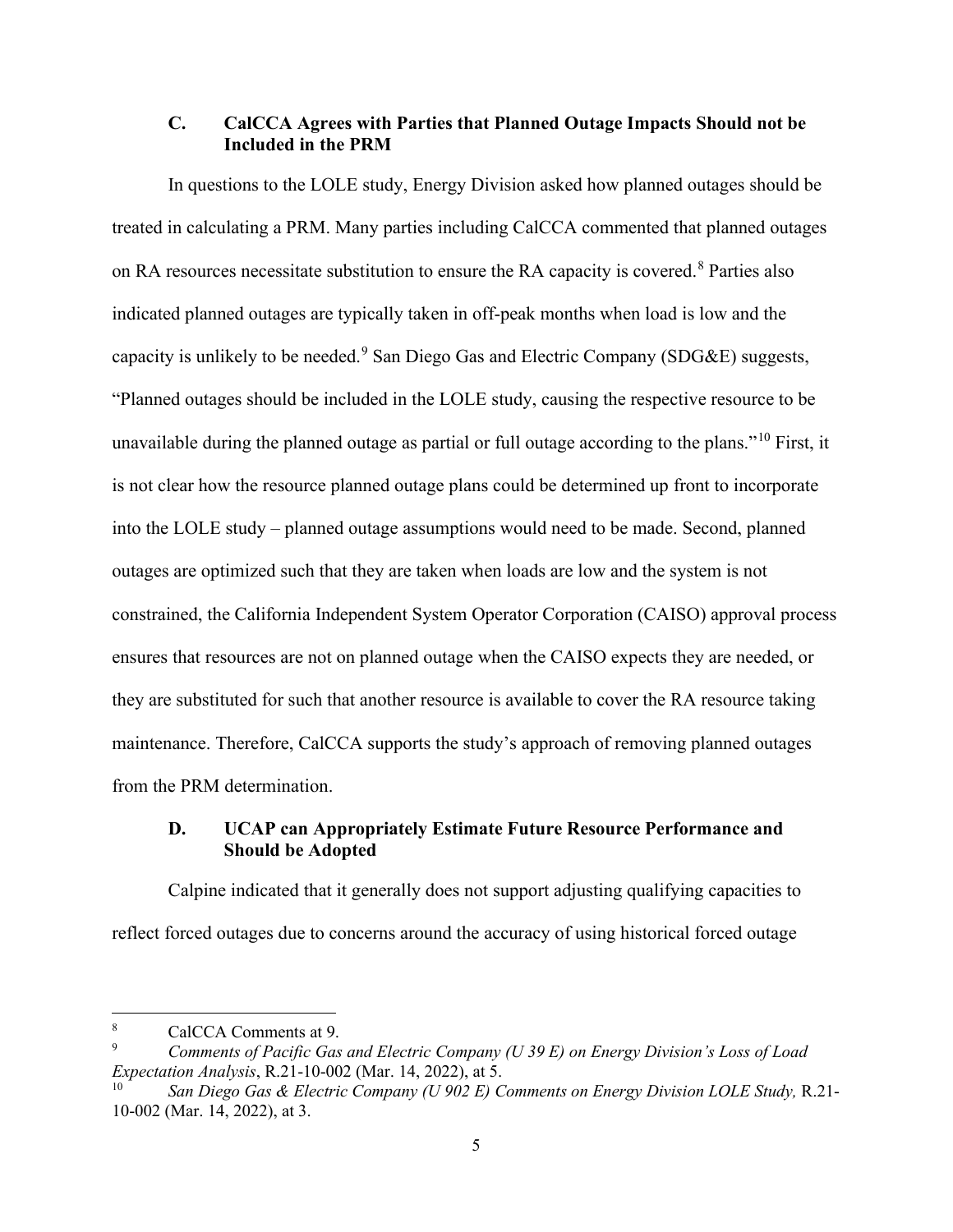### C. CalCCA Agrees with Parties that Planned Outage Impacts Should not be Included in the PRM

In questions to the LOLE study, Energy Division asked how planned outages should be treated in calculating a PRM. Many parties including CalCCA commented that planned outages on RA resources necessitate substitution to ensure the RA capacity is covered.[8] Parties also indicated planned outages are typically taken in off-peak months when load is low and the capacity is unlikely to be needed.[9] San Diego Gas and Electric Company (SDG&E) suggests, "Planned outages should be included in the LOLE study, causing the respective resource to be unavailable during the planned outage as partial or full outage according to the plans."[10] First, it is not clear how the resource planned outage plans could be determined up front to incorporate into the LOLE study – planned outage assumptions would need to be made. Second, planned outages are optimized such that they are taken when loads are low and the system is not constrained, the California Independent System Operator Corporation (CAISO) approval process ensures that resources are not on planned outage when the CAISO expects they are needed, or they are substituted for such that another resource is available to cover the RA resource taking maintenance. Therefore, CalCCA supports the study's approach of removing planned outages from the PRM determination.

### D. UCAP can Appropriately Estimate Future Resource Performance and Should be Adopted

Calpine indicated that it generally does not support adjusting qualifying capacities to reflect forced outages due to concerns around the accuracy of using historical forced outage

---

[8] CalCCA Comments at 9.

[9] *Comments of Pacific Gas and Electric Company (U 39 E) on Energy Division's Loss of Load Expectation Analysis*, R.21-10-002 (Mar. 14, 2022), at 5.

[10] *San Diego Gas & Electric Company (U 902 E) Comments on Energy Division LOLE Study,* R.21-10-002 (Mar. 14, 2022), at 3.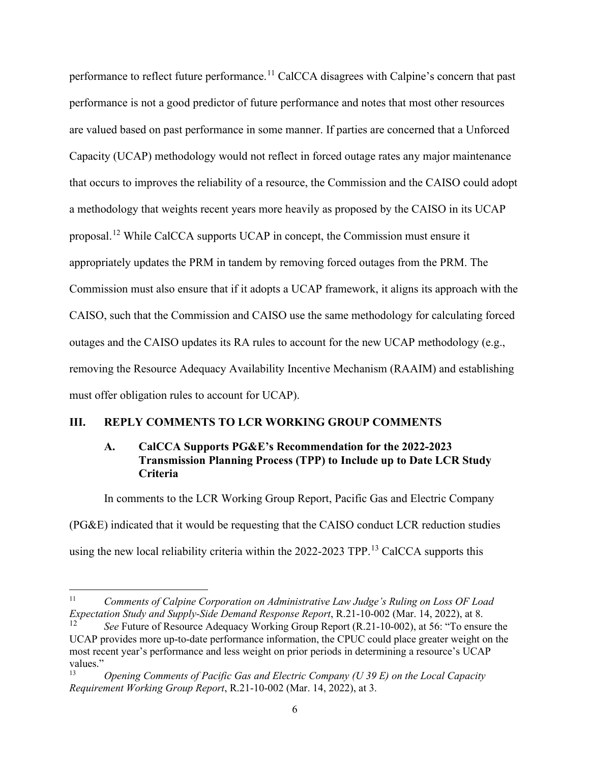performance to reflect future performance.[11] CalCCA disagrees with Calpine's concern that past performance is not a good predictor of future performance and notes that most other resources are valued based on past performance in some manner. If parties are concerned that a Unforced Capacity (UCAP) methodology would not reflect in forced outage rates any major maintenance that occurs to improves the reliability of a resource, the Commission and the CAISO could adopt a methodology that weights recent years more heavily as proposed by the CAISO in its UCAP proposal.[12] While CalCCA supports UCAP in concept, the Commission must ensure it appropriately updates the PRM in tandem by removing forced outages from the PRM. The Commission must also ensure that if it adopts a UCAP framework, it aligns its approach with the CAISO, such that the Commission and CAISO use the same methodology for calculating forced outages and the CAISO updates its RA rules to account for the new UCAP methodology (e.g., removing the Resource Adequacy Availability Incentive Mechanism (RAAIM) and establishing must offer obligation rules to account for UCAP).

## III. REPLY COMMENTS TO LCR WORKING GROUP COMMENTS

### A. CalCCA Supports PG&E's Recommendation for the 2022-2023 Transmission Planning Process (TPP) to Include up to Date LCR Study Criteria

In comments to the LCR Working Group Report, Pacific Gas and Electric Company (PG&E) indicated that it would be requesting that the CAISO conduct LCR reduction studies using the new local reliability criteria within the 2022-2023 TPP.[13] CalCCA supports this

---

[11] *Comments of Calpine Corporation on Administrative Law Judge's Ruling on Loss OF Load Expectation Study and Supply-Side Demand Response Report*, R.21-10-002 (Mar. 14, 2022), at 8.

[12] *See* Future of Resource Adequacy Working Group Report (R.21-10-002), at 56: "To ensure the UCAP provides more up-to-date performance information, the CPUC could place greater weight on the most recent year's performance and less weight on prior periods in determining a resource's UCAP values."

[13] *Opening Comments of Pacific Gas and Electric Company (U 39 E) on the Local Capacity Requirement Working Group Report*, R.21-10-002 (Mar. 14, 2022), at 3.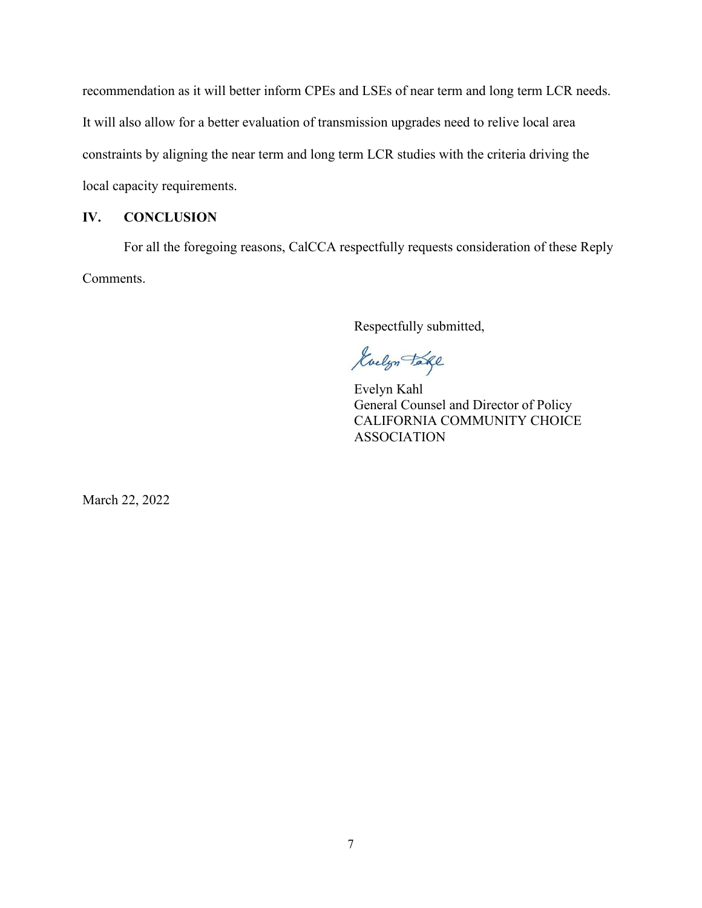recommendation as it will better inform CPEs and LSEs of near term and long term LCR needs. It will also allow for a better evaluation of transmission upgrades need to relive local area constraints by aligning the near term and long term LCR studies with the criteria driving the local capacity requirements.

## IV. CONCLUSION

For all the foregoing reasons, CalCCA respectfully requests consideration of these Reply Comments.

Respectfully submitted,

Evelyn Kahl
General Counsel and Director of Policy
CALIFORNIA COMMUNITY CHOICE ASSOCIATION

March 22, 2022